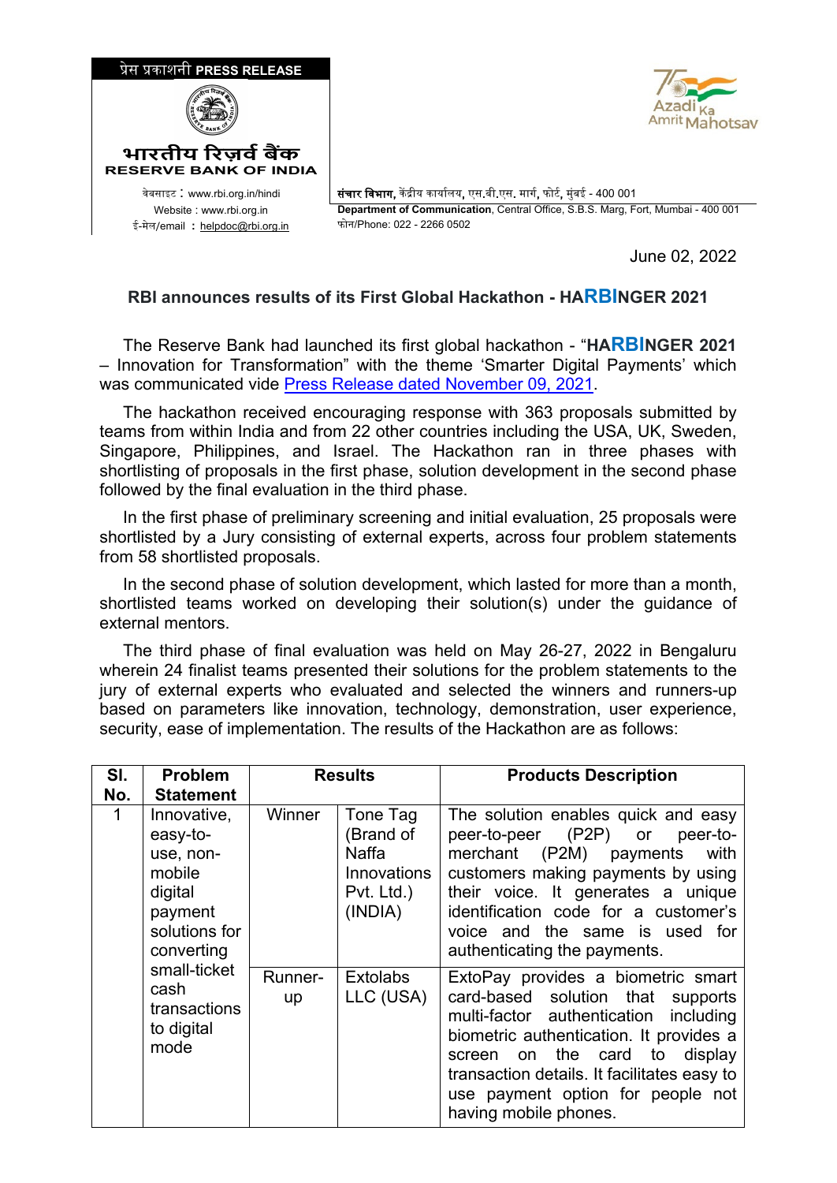प्रेस प्रकाशनी **PRESS RELEASE**

**भारतीय रिज़र्व बैंक**
**RESERVE BANK OF INDIA**

वेबसाइट : www.rbi.org.in/hindi
Website : www.rbi.org.in
ई-मेल/email : helpdoc@rbi.org.in

**संचार विभाग,** केंद्रीय कार्यालय, एस.बी.एस. मार्ग, फोर्ट, मुंबई - 400 001
**Department of Communication**, Central Office, S.B.S. Marg, Fort, Mumbai - 400 001
फोन/Phone: 022 - 2266 0502

June 02, 2022

## RBI announces results of its First Global Hackathon - HARBINGER 2021

The Reserve Bank had launched its first global hackathon - "**HARBINGER 2021** – Innovation for Transformation" with the theme 'Smarter Digital Payments' which was communicated vide [Press Release dated November 09, 2021](#).

The hackathon received encouraging response with 363 proposals submitted by teams from within India and from 22 other countries including the USA, UK, Sweden, Singapore, Philippines, and Israel. The Hackathon ran in three phases with shortlisting of proposals in the first phase, solution development in the second phase followed by the final evaluation in the third phase.

In the first phase of preliminary screening and initial evaluation, 25 proposals were shortlisted by a Jury consisting of external experts, across four problem statements from 58 shortlisted proposals.

In the second phase of solution development, which lasted for more than a month, shortlisted teams worked on developing their solution(s) under the guidance of external mentors.

The third phase of final evaluation was held on May 26-27, 2022 in Bengaluru wherein 24 finalist teams presented their solutions for the problem statements to the jury of external experts who evaluated and selected the winners and runners-up based on parameters like innovation, technology, demonstration, user experience, security, ease of implementation. The results of the Hackathon are as follows:

| Sl. No. | Problem Statement | Results | | Products Description |
|---|---|---|---|---|
| 1 | Innovative, easy-to-use, non-mobile digital payment solutions for converting small-ticket cash transactions to digital mode | Winner | Tone Tag (Brand of Naffa Innovations Pvt. Ltd.) (INDIA) | The solution enables quick and easy peer-to-peer (P2P) or peer-to-merchant (P2M) payments with customers making payments by using their voice. It generates a unique identification code for a customer's voice and the same is used for authenticating the payments. |
| | | Runner-up | Extolabs LLC (USA) | ExtoPay provides a biometric smart card-based solution that supports multi-factor authentication including biometric authentication. It provides a screen on the card to display transaction details. It facilitates easy to use payment option for people not having mobile phones. |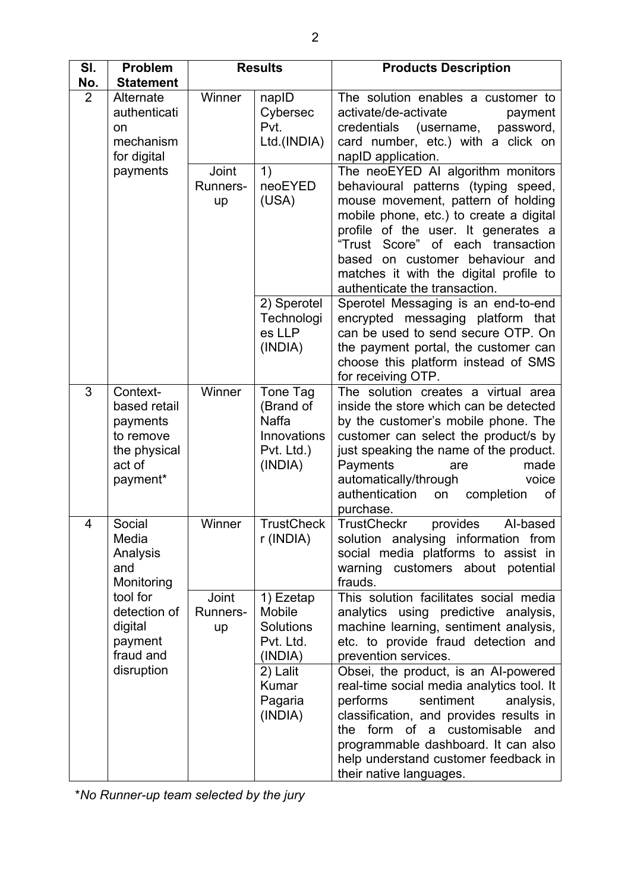| Sl. No. | Problem Statement | Results | | Products Description |
|---|---|---|---|---|
| 2 | Alternate authentication mechanism for digital payments | Winner | napID Cybersec Pvt. Ltd.(INDIA) | The solution enables a customer to activate/de-activate payment credentials (username, password, card number, etc.) with a click on napID application. |
| | | Joint Runners-up | 1) neoEYED (USA) | The neoEYED AI algorithm monitors behavioural patterns (typing speed, mouse movement, pattern of holding mobile phone, etc.) to create a digital profile of the user. It generates a "Trust Score" of each transaction based on customer behaviour and matches it with the digital profile to authenticate the transaction. |
| | | | 2) Sperotel Technologies LLP (INDIA) | Sperotel Messaging is an end-to-end encrypted messaging platform that can be used to send secure OTP. On the payment portal, the customer can choose this platform instead of SMS for receiving OTP. |
| 3 | Context-based retail payments to remove the physical act of payment* | Winner | Tone Tag (Brand of Naffa Innovations Pvt. Ltd.) (INDIA) | The solution creates a virtual area inside the store which can be detected by the customer's mobile phone. The customer can select the product/s by just speaking the name of the product. Payments are made automatically/through voice authentication on completion of purchase. |
| 4 | Social Media Analysis and Monitoring tool for detection of digital payment fraud and disruption | Winner | TrustCheckr (INDIA) | TrustCheckr provides AI-based solution analysing information from social media platforms to assist in warning customers about potential frauds. |
| | | Joint Runners-up | 1) Ezetap Mobile Solutions Pvt. Ltd. (INDIA) | This solution facilitates social media analytics using predictive analysis, machine learning, sentiment analysis, etc. to provide fraud detection and prevention services. |
| | | | 2) Lalit Kumar Pagaria (INDIA) | Obsei, the product, is an AI-powered real-time social media analytics tool. It performs sentiment analysis, classification, and provides results in the form of a customisable and programmable dashboard. It can also help understand customer feedback in their native languages. |

**No Runner-up team selected by the jury*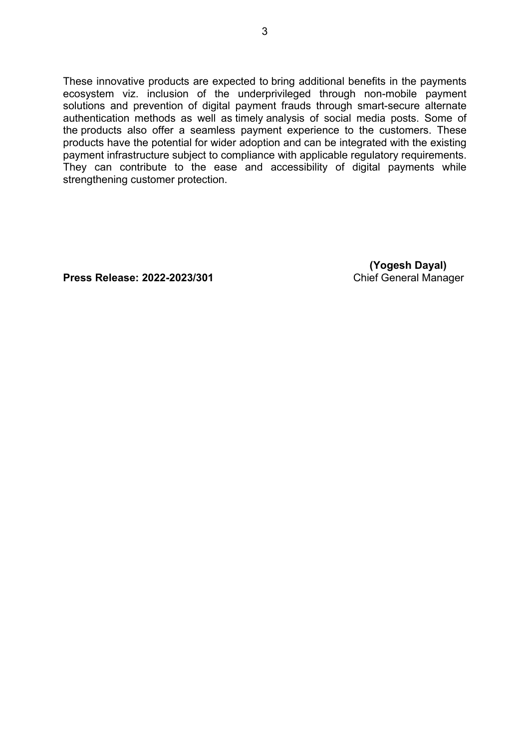These innovative products are expected to bring additional benefits in the payments ecosystem viz. inclusion of the underprivileged through non-mobile payment solutions and prevention of digital payment frauds through smart-secure alternate authentication methods as well as timely analysis of social media posts. Some of the products also offer a seamless payment experience to the customers. These products have the potential for wider adoption and can be integrated with the existing payment infrastructure subject to compliance with applicable regulatory requirements. They can contribute to the ease and accessibility of digital payments while strengthening customer protection.

**(Yogesh Dayal)**
Chief General Manager

**Press Release: 2022-2023/301**